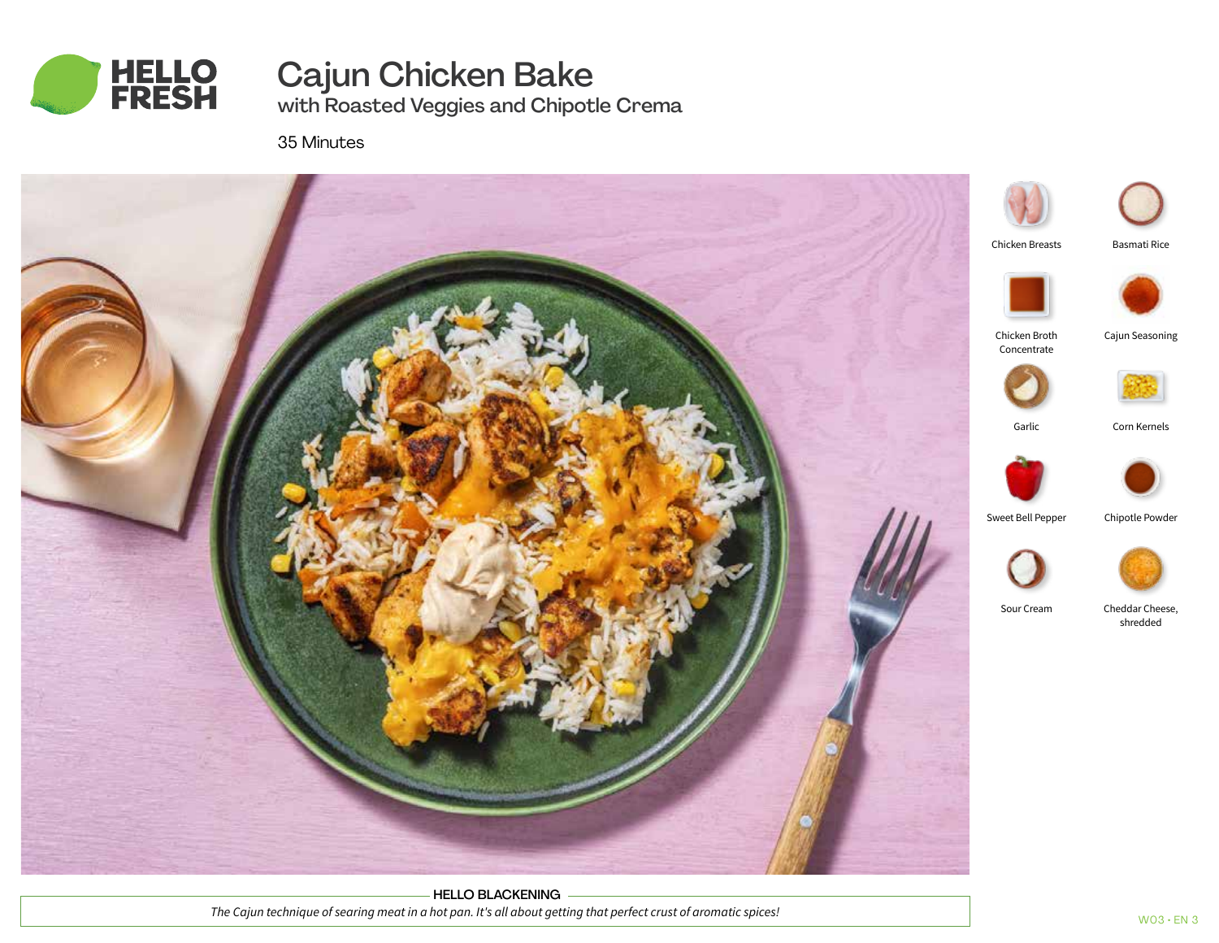# Cajun Chicken Bake

## with Roasted Veggies and Chipotle Crema

35 Minutes

- Chicken Breasts
- Basmati Rice
- Chicken Broth Concentrate
- Cajun Seasoning
- Garlic
- Corn Kernels
- Sweet Bell Pepper
- Chipotle Powder
- Sour Cream
- Cheddar Cheese, shredded

**HELLO BLACKENING**

*The Cajun technique of searing meat in a hot pan. It's all about getting that perfect crust of aromatic spices!*

W03 • EN 3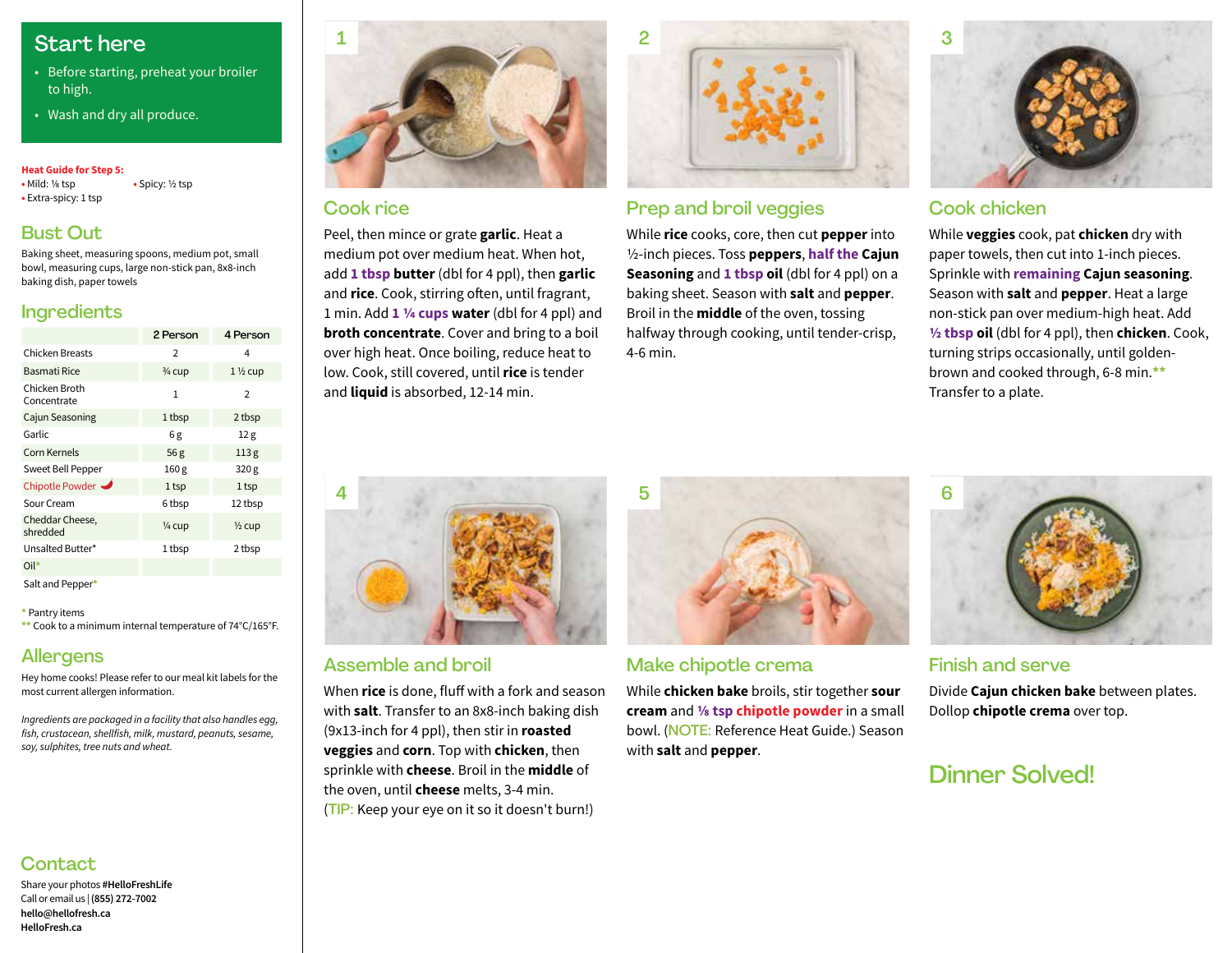## Start here

- Before starting, preheat your broiler to high.
- Wash and dry all produce.

**Heat Guide for Step 5:**
- Mild: ⅛ tsp
- Spicy: ½ tsp
- Extra-spicy: 1 tsp

## Bust Out

Baking sheet, measuring spoons, medium pot, small bowl, measuring cups, large non-stick pan, 8x8-inch baking dish, paper towels

## Ingredients

| | 2 Person | 4 Person |
|---|---|---|
| Chicken Breasts | 2 | 4 |
| Basmati Rice | ¾ cup | 1 ½ cup |
| Chicken Broth Concentrate | 1 | 2 |
| Cajun Seasoning | 1 tbsp | 2 tbsp |
| Garlic | 6 g | 12 g |
| Corn Kernels | 56 g | 113 g |
| Sweet Bell Pepper | 160 g | 320 g |
| Chipotle Powder | 1 tsp | 1 tsp |
| Sour Cream | 6 tbsp | 12 tbsp |
| Cheddar Cheese, shredded | ¼ cup | ½ cup |
| Unsalted Butter* | 1 tbsp | 2 tbsp |
| Oil* | | |
| Salt and Pepper* | | |

\* Pantry items
\*\* Cook to a minimum internal temperature of 74°C/165°F.

## Allergens

Hey home cooks! Please refer to our meal kit labels for the most current allergen information.

*Ingredients are packaged in a facility that also handles egg, fish, crustacean, shellfish, milk, mustard, peanuts, sesame, soy, sulphites, tree nuts and wheat.*

## 1 Cook rice

Peel, then mince or grate **garlic**. Heat a medium pot over medium heat. When hot, add **1 tbsp butter** (dbl for 4 ppl), then **garlic** and **rice**. Cook, stirring often, until fragrant, 1 min. Add **1 ¼ cups water** (dbl for 4 ppl) and **broth concentrate**. Cover and bring to a boil over high heat. Once boiling, reduce heat to low. Cook, still covered, until **rice** is tender and **liquid** is absorbed, 12-14 min.

## 2 Prep and broil veggies

While **rice** cooks, core, then cut **pepper** into ½-inch pieces. Toss **peppers**, **half the Cajun Seasoning** and **1 tbsp oil** (dbl for 4 ppl) on a baking sheet. Season with **salt** and **pepper**. Broil in the **middle** of the oven, tossing halfway through cooking, until tender-crisp, 4-6 min.

## 3 Cook chicken

While **veggies** cook, pat **chicken** dry with paper towels, then cut into 1-inch pieces. Sprinkle with **remaining Cajun seasoning**. Season with **salt** and **pepper**. Heat a large non-stick pan over medium-high heat. Add **½ tbsp oil** (dbl for 4 ppl), then **chicken**. Cook, turning strips occasionally, until golden-brown and cooked through, 6-8 min.\*\* Transfer to a plate.

## 4 Assemble and broil

When **rice** is done, fluff with a fork and season with **salt**. Transfer to an 8x8-inch baking dish (9x13-inch for 4 ppl), then stir in **roasted veggies** and **corn**. Top with **chicken**, then sprinkle with **cheese**. Broil in the **middle** of the oven, until **cheese** melts, 3-4 min. (TIP: Keep your eye on it so it doesn't burn!)

## 5 Make chipotle crema

While **chicken bake** broils, stir together **sour cream** and **⅛ tsp chipotle powder** in a small bowl. (NOTE: Reference Heat Guide.) Season with **salt** and **pepper**.

## 6 Finish and serve

Divide **Cajun chicken bake** between plates. Dollop **chipotle crema** over top.

## Dinner Solved!

## Contact

Share your photos **#HelloFreshLife**
Call or email us | **(855) 272-7002**
**hello@hellofresh.ca**
**HelloFresh.ca**